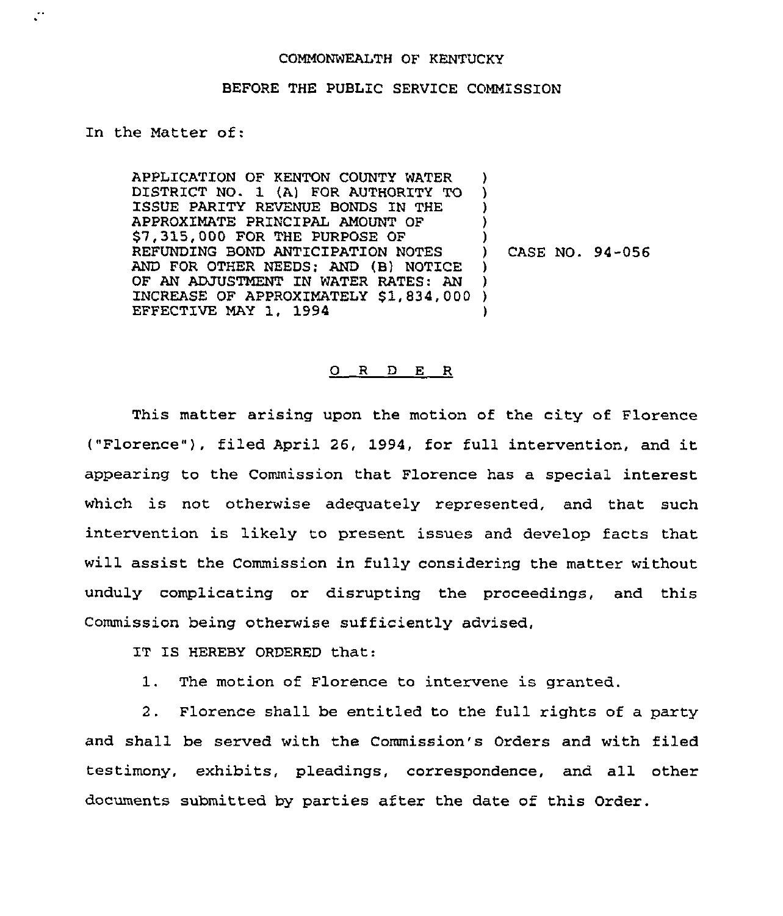COMMONWEALTH OF KENTUCKY

BEFORE THE PUBLIC SERVICE COMMISSION

In the Matter of:

APPLICATION OF KENTON COUNTY WATER DISTRICT NO. 1 (A) FOR AUTHORITY TO ISSUE PARITY REVENUE BONDS IN THE APPROXIMATE PRINCIPAL AMOUNT OF $7,315,000 FOR THE PURPOSE OF REFUNDING BOND ANTICIPATION NOTES AND FOR OTHER NEEDS; AND (B) NOTICE OF AN ADJUSTMENT IN WATER RATES: AN INCREASE OF APPROXIMATELY $1,834,000 EFFECTIVE MAY 1, 1994

) CASE NO. 94-056

O R D E R

This matter arising upon the motion of the city of Florence ("Florence"), filed April 26, 1994, for full intervention, and it appearing to the Commission that Florence has a special interest which is not otherwise adequately represented, and that such intervention is likely to present issues and develop facts that will assist the Commission in fully considering the matter without unduly complicating or disrupting the proceedings, and this Commission being otherwise sufficiently advised,

IT IS HEREBY ORDERED that:

1. The motion of Florence to intervene is granted.

2. Florence shall be entitled to the full rights of a party and shall be served with the Commission's Orders and with filed testimony, exhibits, pleadings, correspondence, and all other documents submitted by parties after the date of this Order.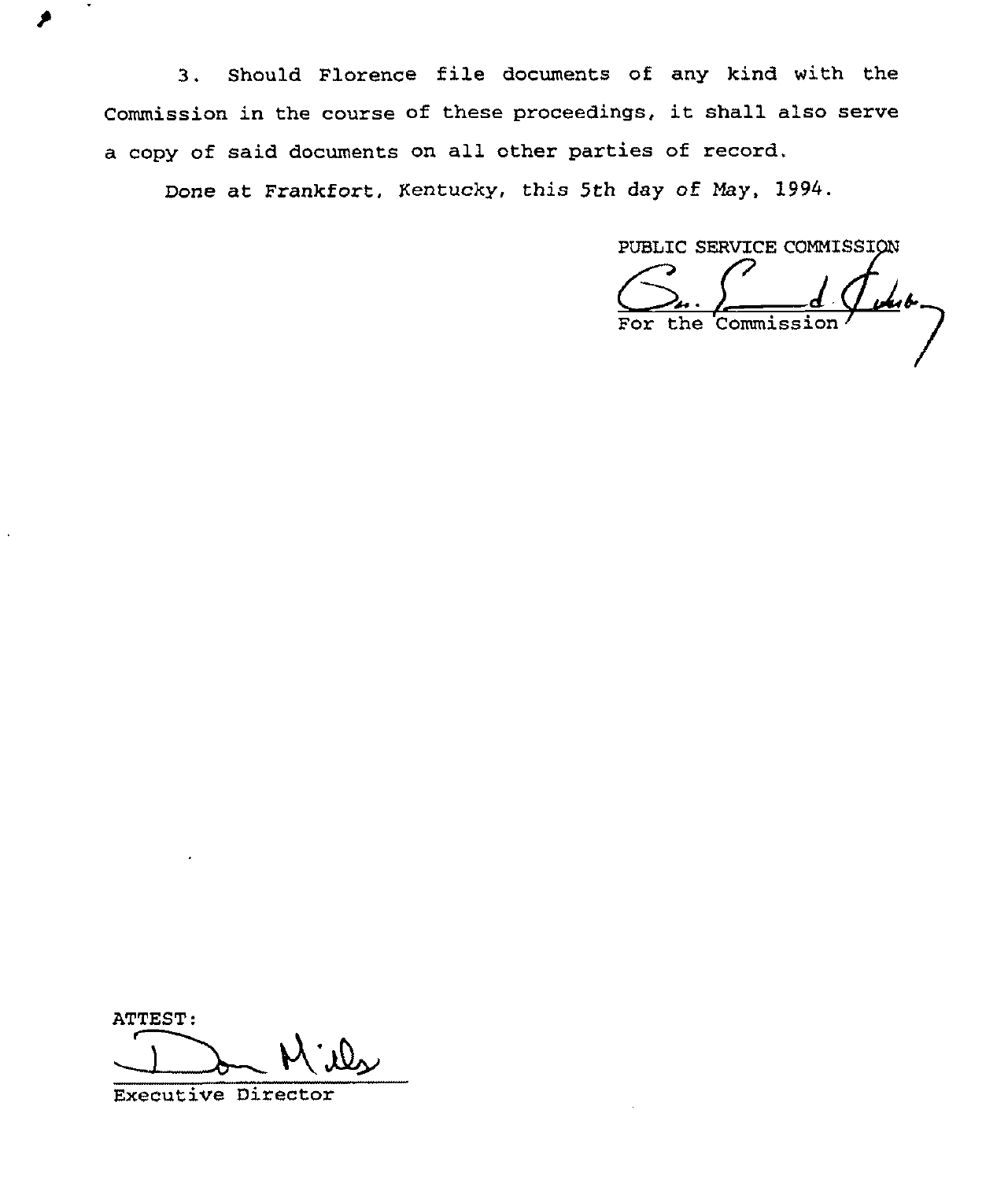3. Should Florence file documents of any kind with the Commission in the course of these proceedings, it shall also serve a copy of said documents on all other parties of record.

Done at Frankfort, Kentucky, this 5th day of May, 1994.

PUBLIC SERVICE COMMISSION

For the Commission

ATTEST:

Executive Director